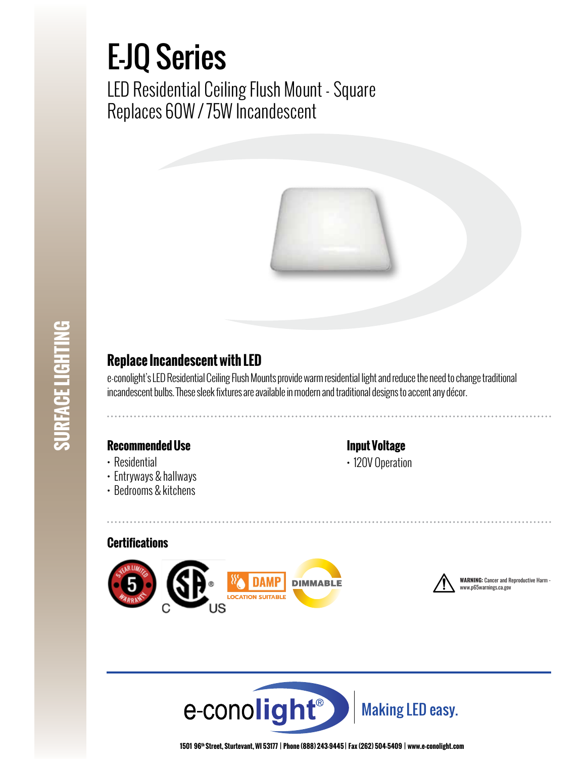# E-JQ Series

LED Residential Ceiling Flush Mount - Square
Replaces 60W / 75W Incandescent

SURFACE LIGHTING

## Replace Incandescent with LED

e-conolight's LED Residential Ceiling Flush Mounts provide warm residential light and reduce the need to change traditional incandescent bulbs. These sleek fixtures are available in modern and traditional designs to accent any décor.

## Recommended Use

- Residential
- Entryways & hallways
- Bedrooms & kitchens

## Input Voltage

- 120V Operation

## Certifications

5 YEAR LIMITED WARRANTY | C SA US | DAMP LOCATION SUITABLE | DIMMABLE

**WARNING:** Cancer and Reproductive Harm - www.p65warnings.ca.gov

e-conolight® Making LED easy.

1501 96th Street, Sturtevant, WI 53177 | Phone (888) 243-9445 | Fax (262) 504-5409 | www.e-conolight.com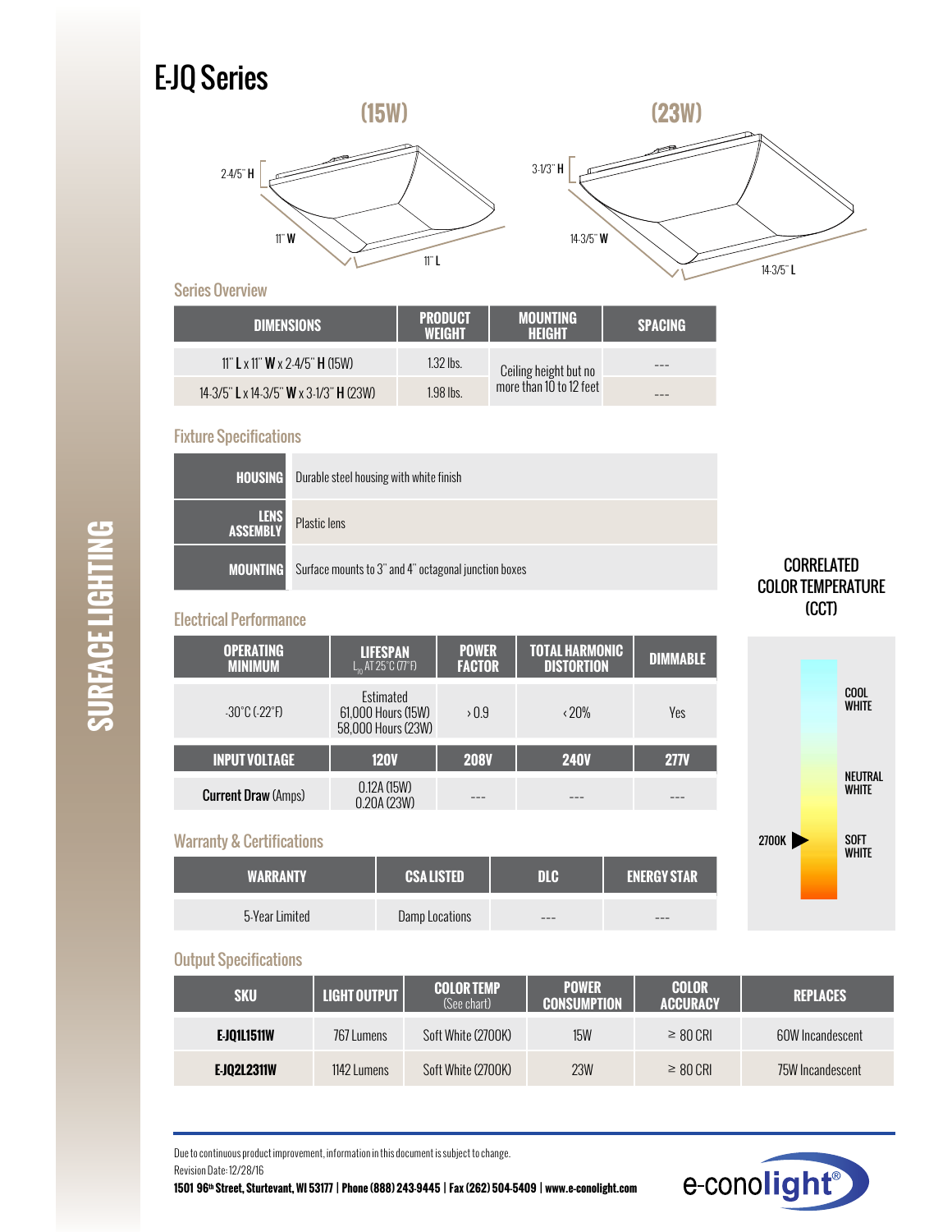# EJQ Series

**(15W)** **(23W)**

2-4/5" H
11" W
11" L

3-1/3" H
14-3/5" W
14-3/5" L

## Series Overview

| DIMENSIONS | PRODUCT WEIGHT | MOUNTING HEIGHT | SPACING |
|---|---|---|---|
| 11" **L** x 11" **W** x 2-4/5" **H** (15W) | 1.32 lbs. | Ceiling height but no more than 10 to 12 feet | --- |
| 14-3/5" **L** x 14-3/5" **W** x 3-1/3" **H** (23W) | 1.98 lbs. | | --- |

## Fixture Specifications

| | |
|---|---|
| **HOUSING** | Durable steel housing with white finish |
| **LENS ASSEMBLY** | Plastic lens |
| **MOUNTING** | Surface mounts to 3" and 4" octagonal junction boxes |

## Electrical Performance

| OPERATING MINIMUM | LIFESPAN $L_{70}$ AT 25°C (77°F) | POWER FACTOR | TOTAL HARMONIC DISTORTION | DIMMABLE |
|---|---|---|---|---|
| -30°C (-22°F) | Estimated 61,000 Hours (15W) 58,000 Hours (23W) | > 0.9 | < 20% | Yes |
| **INPUT VOLTAGE** | **120V** | **208V** | **240V** | **277V** |
| **Current Draw** (Amps) | 0.12A (15W) 0.20A (23W) | --- | --- | --- |

## Warranty & Certifications

| WARRANTY | CSA LISTED | DLC | ENERGY STAR |
|---|---|---|---|
| 5-Year Limited | Damp Locations | --- | --- |

**CORRELATED COLOR TEMPERATURE (CCT)**

COOL WHITE
NEUTRAL WHITE
2700K ▶ SOFT WHITE

## Output Specifications

| SKU | LIGHT OUTPUT | COLOR TEMP (See chart) | POWER CONSUMPTION | COLOR ACCURACY | REPLACES |
|---|---|---|---|---|---|
| **E-JQ1L1511W** | 767 Lumens | Soft White (2700K) | 15W | ≥ 80 CRI | 60W Incandescent |
| **E-JQ2L2311W** | 1142 Lumens | Soft White (2700K) | 23W | ≥ 80 CRI | 75W Incandescent |

Due to continuous product improvement, information in this document is subject to change.

Revision Date: 12/28/16

**1501 96th Street, Sturtevant, WI 53177 | Phone (888) 243-9445 | Fax (262) 504-5409 | www.e-conolight.com**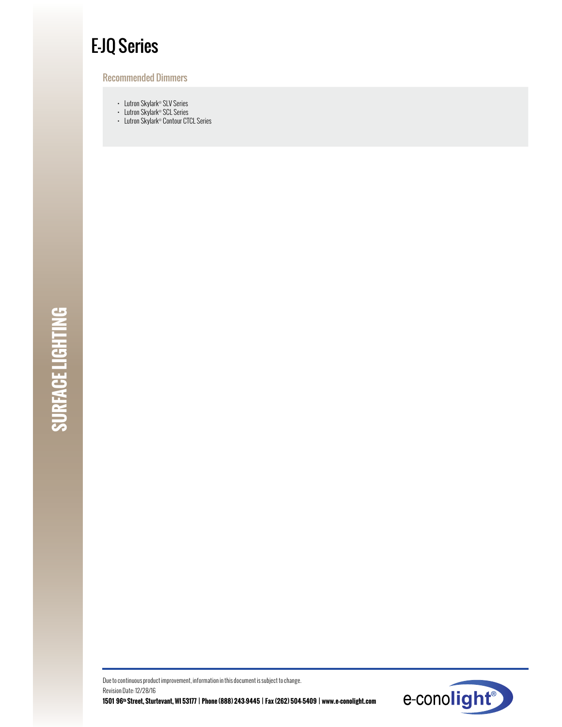# E-JQ Series

## Recommended Dimmers

- Lutron Skylark® SLV Series
- Lutron Skylark® SCL Series
- Lutron Skylark® Contour CTCL Series